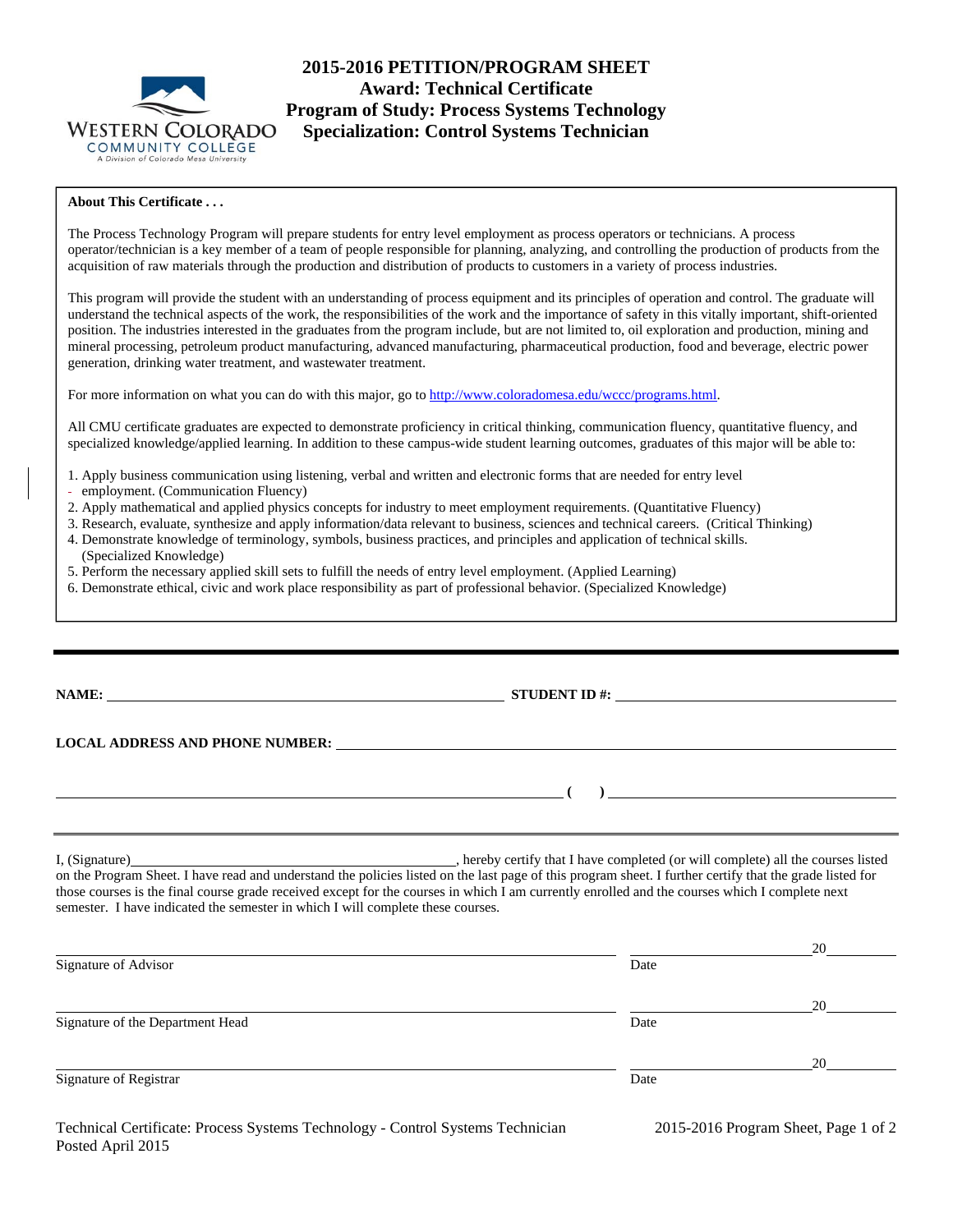# 2015-2016 PETITION/PROGRAM SHEET
## Award: Technical Certificate
## Program of Study: Process Systems Technology
## Specialization: Control Systems Technician

WESTERN COLORADO COMMUNITY COLLEGE
A Division of Colorado Mesa University

**About This Certificate . . .**

The Process Technology Program will prepare students for entry level employment as process operators or technicians. A process operator/technician is a key member of a team of people responsible for planning, analyzing, and controlling the production of products from the acquisition of raw materials through the production and distribution of products to customers in a variety of process industries.

This program will provide the student with an understanding of process equipment and its principles of operation and control. The graduate will understand the technical aspects of the work, the responsibilities of the work and the importance of safety in this vitally important, shift-oriented position. The industries interested in the graduates from the program include, but are not limited to, oil exploration and production, mining and mineral processing, petroleum product manufacturing, advanced manufacturing, pharmaceutical production, food and beverage, electric power generation, drinking water treatment, and wastewater treatment.

For more information on what you can do with this major, go to http://www.coloradomesa.edu/wccc/programs.html.

All CMU certificate graduates are expected to demonstrate proficiency in critical thinking, communication fluency, quantitative fluency, and specialized knowledge/applied learning. In addition to these campus-wide student learning outcomes, graduates of this major will be able to:

1. Apply business communication using listening, verbal and written and electronic forms that are needed for entry level employment. (Communication Fluency)
2. Apply mathematical and applied physics concepts for industry to meet employment requirements. (Quantitative Fluency)
3. Research, evaluate, synthesize and apply information/data relevant to business, sciences and technical careers. (Critical Thinking)
4. Demonstrate knowledge of terminology, symbols, business practices, and principles and application of technical skills. (Specialized Knowledge)
5. Perform the necessary applied skill sets to fulfill the needs of entry level employment. (Applied Learning)
6. Demonstrate ethical, civic and work place responsibility as part of professional behavior. (Specialized Knowledge)

---

**NAME:** ______________________________ **STUDENT ID #:** ______________________________

**LOCAL ADDRESS AND PHONE NUMBER:** ______________________________

______________________________ **( )** ______________________________

---

I, (Signature)______________________________, hereby certify that I have completed (or will complete) all the courses listed on the Program Sheet. I have read and understand the policies listed on the last page of this program sheet. I further certify that the grade listed for those courses is the final course grade received except for the courses in which I am currently enrolled and the courses which I complete next semester. I have indicated the semester in which I will complete these courses.

______________________________ ______________20______
Signature of Advisor Date

______________________________ ______________20______
Signature of the Department Head Date

______________________________ ______________20______
Signature of Registrar Date

Technical Certificate: Process Systems Technology - Control Systems Technician
Posted April 2015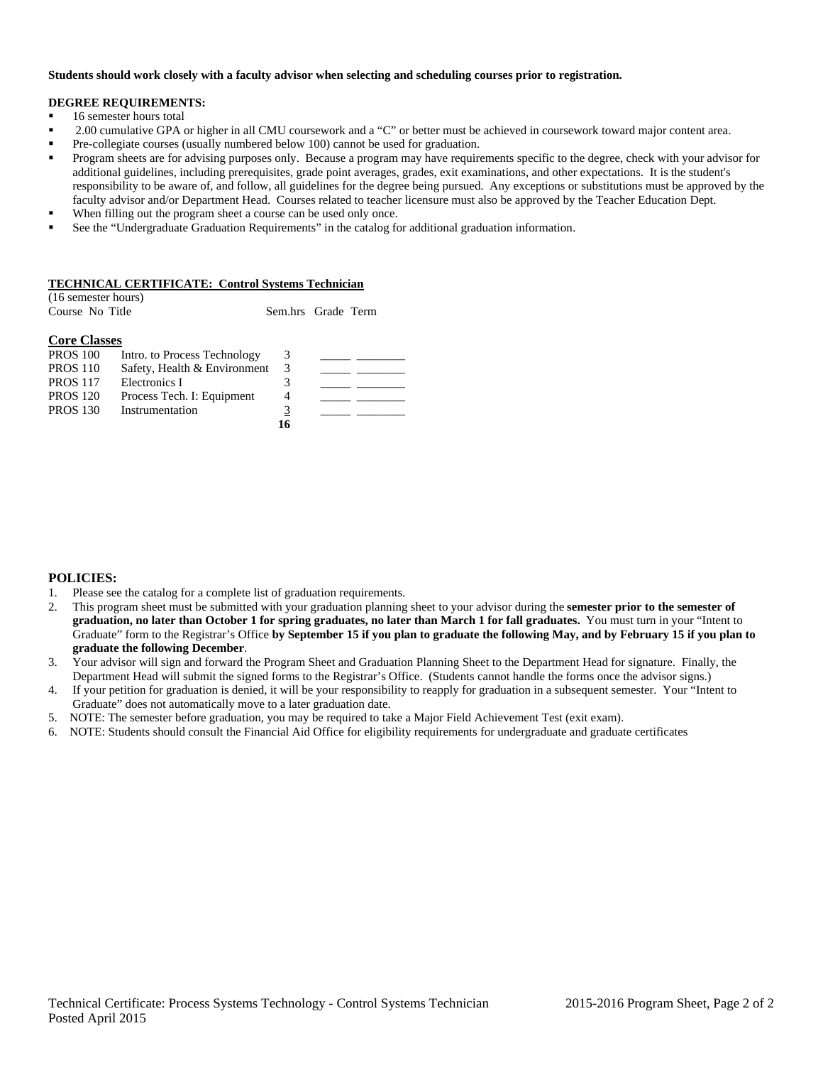**Students should work closely with a faculty advisor when selecting and scheduling courses prior to registration.**

**DEGREE REQUIREMENTS:**

- 16 semester hours total
- 2.00 cumulative GPA or higher in all CMU coursework and a "C" or better must be achieved in coursework toward major content area.
- Pre-collegiate courses (usually numbered below 100) cannot be used for graduation.
- Program sheets are for advising purposes only. Because a program may have requirements specific to the degree, check with your advisor for additional guidelines, including prerequisites, grade point averages, grades, exit examinations, and other expectations. It is the student's responsibility to be aware of, and follow, all guidelines for the degree being pursued. Any exceptions or substitutions must be approved by the faculty advisor and/or Department Head. Courses related to teacher licensure must also be approved by the Teacher Education Dept.
- When filling out the program sheet a course can be used only once.
- See the "Undergraduate Graduation Requirements" in the catalog for additional graduation information.

**TECHNICAL CERTIFICATE: Control Systems Technician**

(16 semester hours)

| Course No | Title | Sem.hrs | Grade | Term |
|---|---|---|---|---|
| **Core Classes** | | | | |
| PROS 100 | Intro. to Process Technology | 3 | _____ | ________ |
| PROS 110 | Safety, Health & Environment | 3 | _____ | ________ |
| PROS 117 | Electronics I | 3 | _____ | ________ |
| PROS 120 | Process Tech. I: Equipment | 4 | _____ | ________ |
| PROS 130 | Instrumentation | 3 | _____ | ________ |
| | | **16** | | |

**POLICIES:**

1. Please see the catalog for a complete list of graduation requirements.
2. This program sheet must be submitted with your graduation planning sheet to your advisor during the **semester prior to the semester of graduation, no later than October 1 for spring graduates, no later than March 1 for fall graduates.** You must turn in your "Intent to Graduate" form to the Registrar's Office **by September 15 if you plan to graduate the following May, and by February 15 if you plan to graduate the following December**.
3. Your advisor will sign and forward the Program Sheet and Graduation Planning Sheet to the Department Head for signature. Finally, the Department Head will submit the signed forms to the Registrar's Office. (Students cannot handle the forms once the advisor signs.)
4. If your petition for graduation is denied, it will be your responsibility to reapply for graduation in a subsequent semester. Your "Intent to Graduate" does not automatically move to a later graduation date.
5. NOTE: The semester before graduation, you may be required to take a Major Field Achievement Test (exit exam).
6. NOTE: Students should consult the Financial Aid Office for eligibility requirements for undergraduate and graduate certificates

Technical Certificate: Process Systems Technology - Control Systems Technician
Posted April 2015